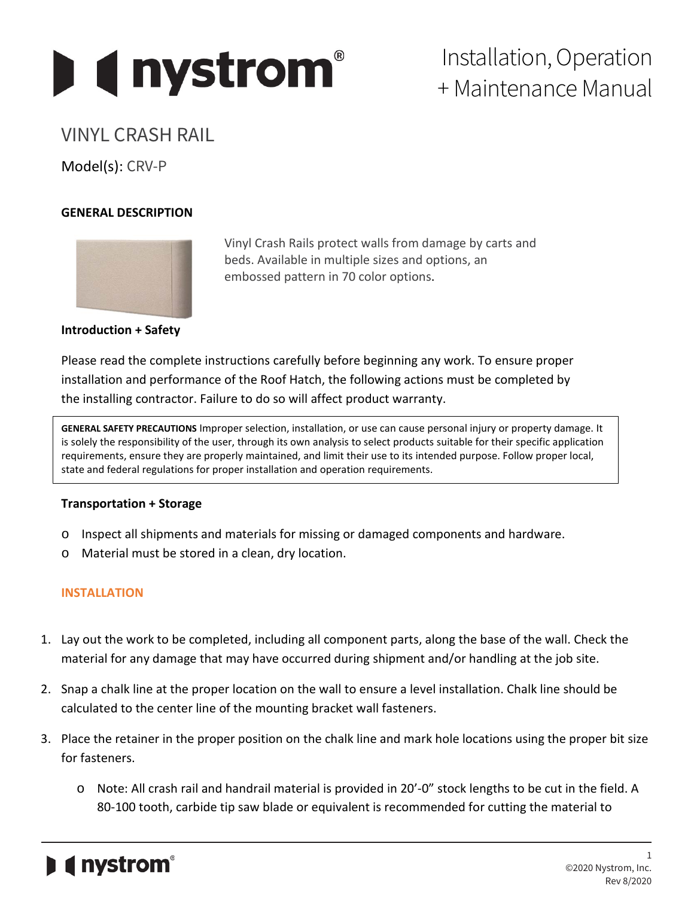# Installation, Operation + Maintenance Manual

## VINYL CRASH RAIL

Model(s): CRV-P

### GENERAL DESCRIPTION

Vinyl Crash Rails protect walls from damage by carts and beds. Available in multiple sizes and options, an embossed pattern in 70 color options.

**Introduction + Safety**

Please read the complete instructions carefully before beginning any work. To ensure proper installation and performance of the Roof Hatch, the following actions must be completed by the installing contractor. Failure to do so will affect product warranty.

> **GENERAL SAFETY PRECAUTIONS** Improper selection, installation, or use can cause personal injury or property damage. It is solely the responsibility of the user, through its own analysis to select products suitable for their specific application requirements, ensure they are properly maintained, and limit their use to its intended purpose. Follow proper local, state and federal regulations for proper installation and operation requirements.

**Transportation + Storage**

- Inspect all shipments and materials for missing or damaged components and hardware.
- Material must be stored in a clean, dry location.

### INSTALLATION

1. Lay out the work to be completed, including all component parts, along the base of the wall. Check the material for any damage that may have occurred during shipment and/or handling at the job site.
2. Snap a chalk line at the proper location on the wall to ensure a level installation. Chalk line should be calculated to the center line of the mounting bracket wall fasteners.
3. Place the retainer in the proper position on the chalk line and mark hole locations using the proper bit size for fasteners.
   - Note: All crash rail and handrail material is provided in 20'-0" stock lengths to be cut in the field. A 80-100 tooth, carbide tip saw blade or equivalent is recommended for cutting the material to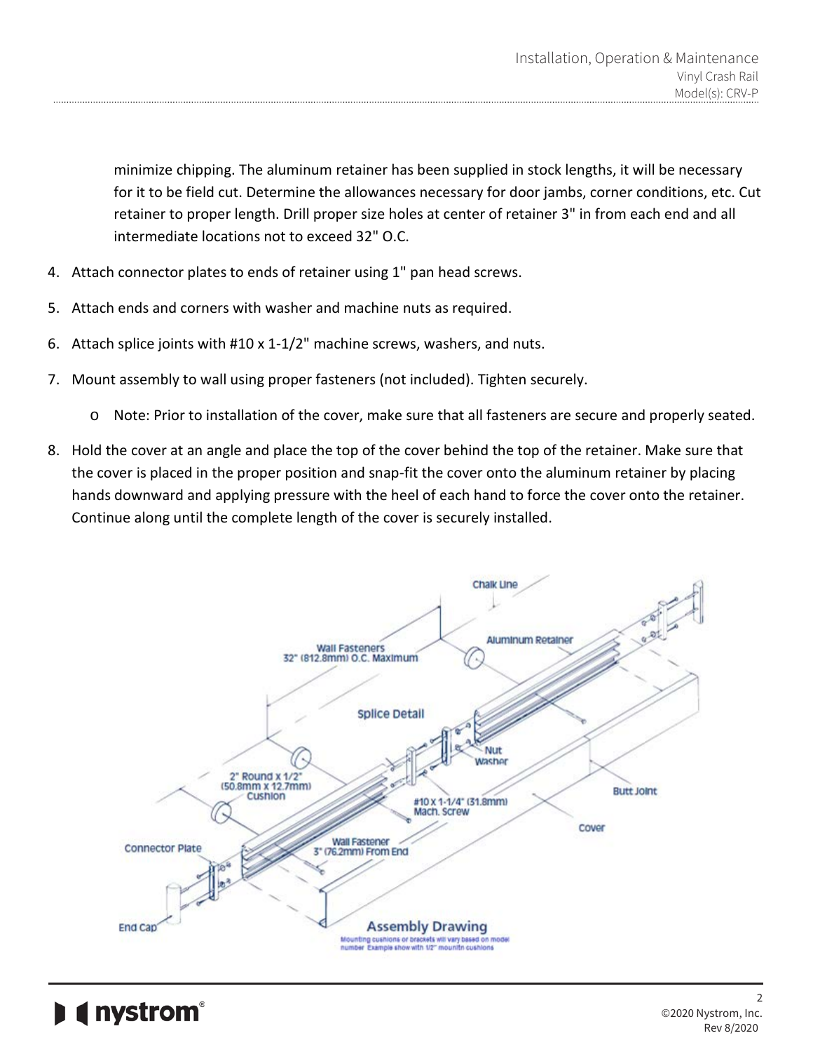minimize chipping. The aluminum retainer has been supplied in stock lengths, it will be necessary for it to be field cut. Determine the allowances necessary for door jambs, corner conditions, etc. Cut retainer to proper length. Drill proper size holes at center of retainer 3" in from each end and all intermediate locations not to exceed 32" O.C.

4. Attach connector plates to ends of retainer using 1" pan head screws.
5. Attach ends and corners with washer and machine nuts as required.
6. Attach splice joints with #10 x 1-1/2" machine screws, washers, and nuts.
7. Mount assembly to wall using proper fasteners (not included). Tighten securely.
   - Note: Prior to installation of the cover, make sure that all fasteners are secure and properly seated.
8. Hold the cover at an angle and place the top of the cover behind the top of the retainer. Make sure that the cover is placed in the proper position and snap-fit the cover onto the aluminum retainer by placing hands downward and applying pressure with the heel of each hand to force the cover onto the retainer. Continue along until the complete length of the cover is securely installed.

Chalk Line

Aluminum Retainer

Wall Fasteners 32" (812.8mm) O.C. Maximum

Splice Detail

Nut

Washer

2" Round x 1/2" (50.8mm x 12.7mm) Cushion

#10 x 1-1/4" (31.8mm) Mach. Screw

Butt Joint

Cover

Connector Plate

Wall Fastener 3" (76.2mm) From End

End Cap

**Assembly Drawing**

Mounting cushions or brackets will vary based on model number. Example show with 1/2" mounitn cushions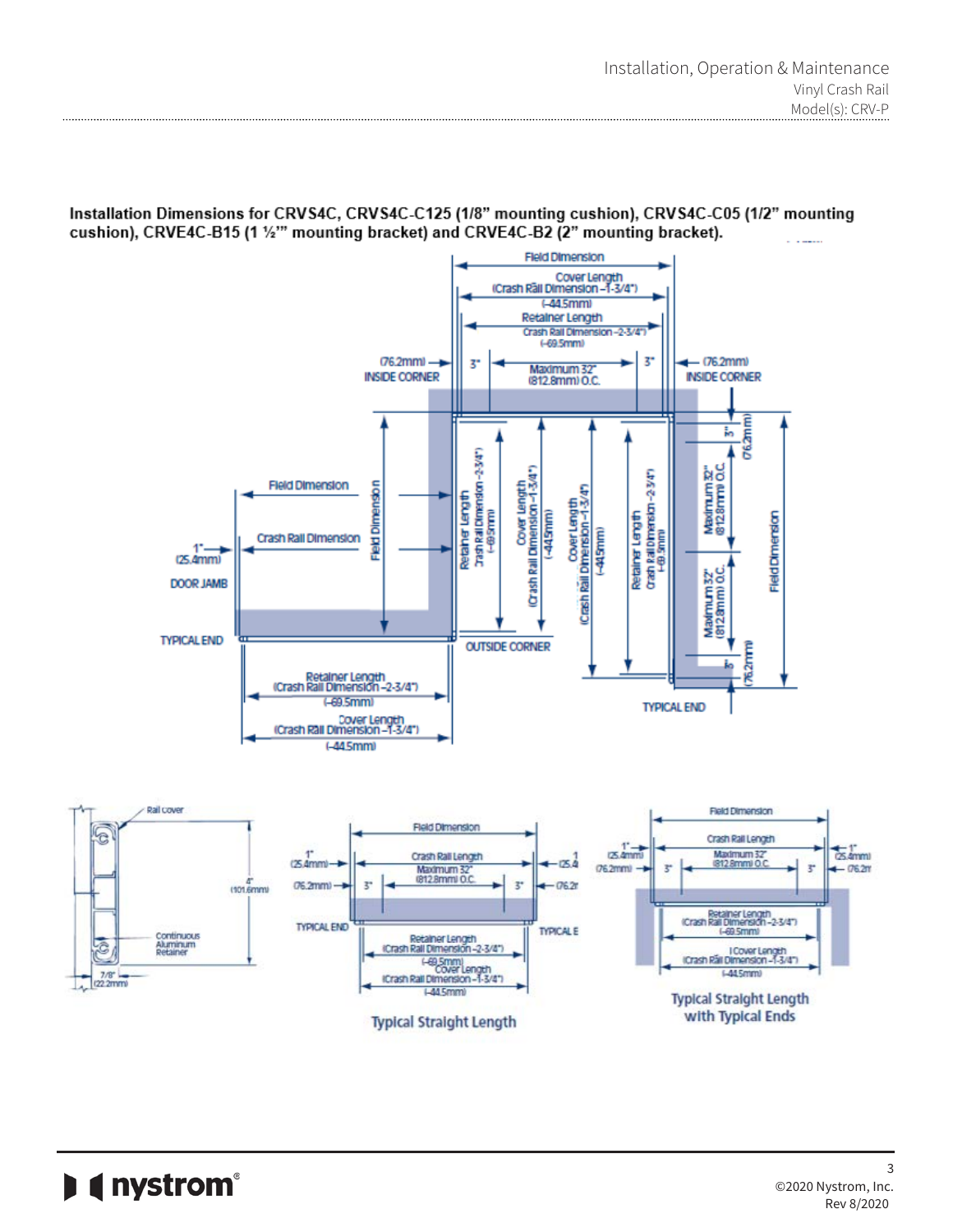**Installation Dimensions for CRVS4C, CRVS4C-C125 (1/8" mounting cushion), CRVS4C-C05 (1/2" mounting cushion), CRVE4C-B15 (1 ½'" mounting bracket) and CRVE4C-B2 (2" mounting bracket).**

Field Dimension

Cover Length (Crash Rail Dimension –1-3/4") (-44.5mm)

Retainer Length Crash Rail Dimension -2-3/4" (-69.5mm)

(76.2mm) INSIDE CORNER

3"

Maximum 32" (812.8mm) O.C.

3"

(76.2mm) INSIDE CORNER

Field Dimension

Crash Rail Dimension

1" (25.4mm)

DOOR JAMB

TYPICAL END

Field Dimension

Retainer Length Crash Rail Dimension -2-3/4" (-69.5mm)

Cover Length (Crash Rail Dimension –1-3/4") (-44.5mm)

Cover Length (Crash Rail Dimension–1-3/4") (-44.5mm)

Retainer Length Crash Rail Dimension -2-3/4" (-69.5mm)

OUTSIDE CORNER

3" (76.2mm)

Maximum 32" (812.8mm) O.C.

Maximum 32" (812.8mm) O.C.

3" (76.2mm)

Field Dimension

TYPICAL END

Retainer Length (Crash Rail Dimension -2-3/4") (-69.5mm)

Cover Length (Crash Rail Dimension –1-3/4") (-44.5mm)

Rail cover

4" (101.6mm)

Continuous Aluminum Retainer

7/8" (22.2mm)

Field Dimension

1" (25.4mm)

Crash Rail Length

1 (25.4

Maximum 32" (812.8mm) O.C.

(76.2mm) 3"

3" (76.2

TYPICAL END

TYPICAL E

Retainer Length (Crash Rail Dimension -2-3/4") (-69.5mm)

Cover Length (Crash Rail Dimension –1-3/4") (-44.5mm)

Typical Straight Length

Field Dimension

1" (25.4mm)

Crash Rail Length

1" (25.4mm)

Maximum 32" (812.8mm) O.C.

(76.2mm) 3"

3" (76.2

Retainer Length (Crash Rail Dimension -2-3/4") (-69.5mm)

Cover Length (Crash Rail Dimension -1-3/4") (-44.5mm)

Typical Straight Length with Typical Ends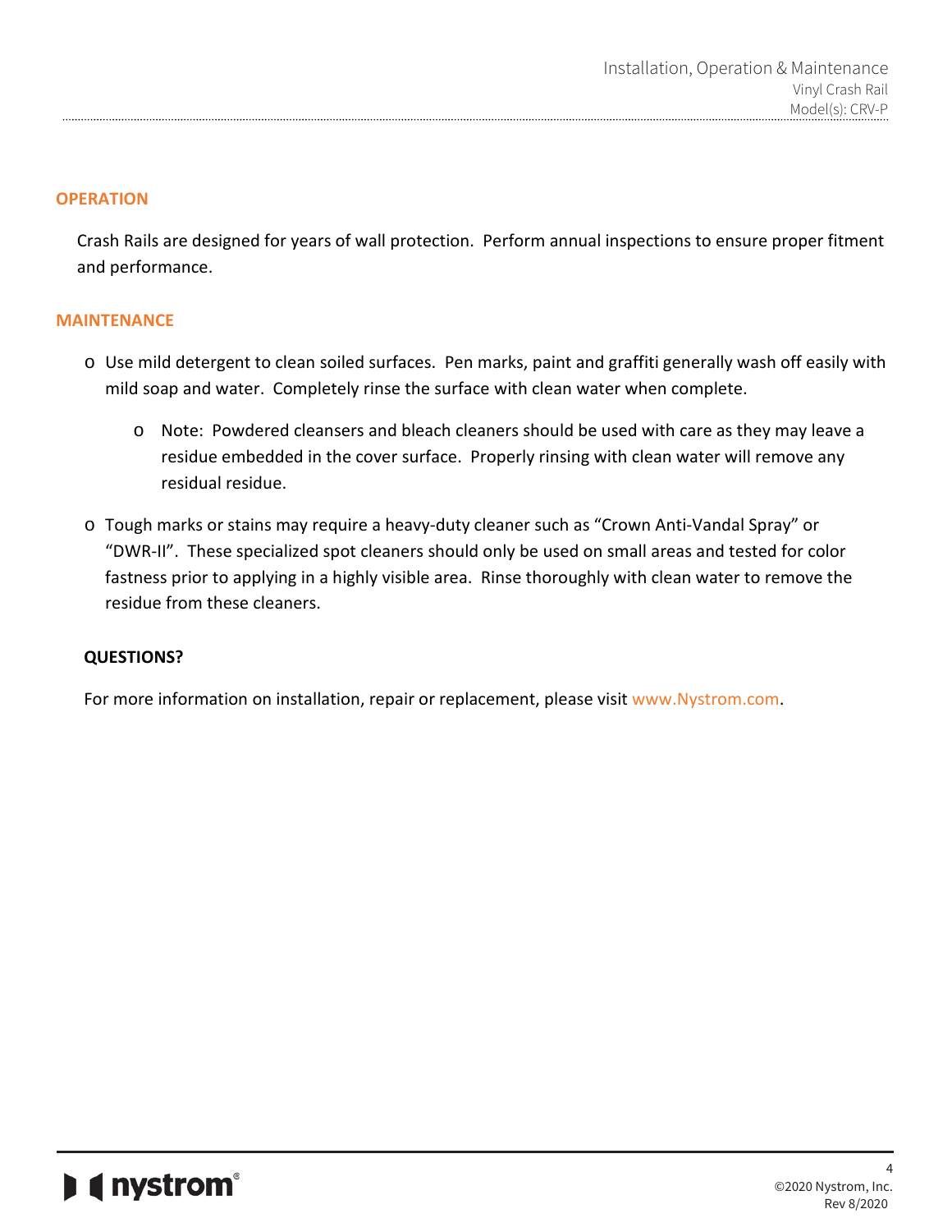## OPERATION

Crash Rails are designed for years of wall protection. Perform annual inspections to ensure proper fitment and performance.

## MAINTENANCE

- Use mild detergent to clean soiled surfaces. Pen marks, paint and graffiti generally wash off easily with mild soap and water. Completely rinse the surface with clean water when complete.
  - Note: Powdered cleansers and bleach cleaners should be used with care as they may leave a residue embedded in the cover surface. Properly rinsing with clean water will remove any residual residue.
- Tough marks or stains may require a heavy-duty cleaner such as "Crown Anti-Vandal Spray" or "DWR-II". These specialized spot cleaners should only be used on small areas and tested for color fastness prior to applying in a highly visible area. Rinse thoroughly with clean water to remove the residue from these cleaners.

**QUESTIONS?**

For more information on installation, repair or replacement, please visit www.Nystrom.com.